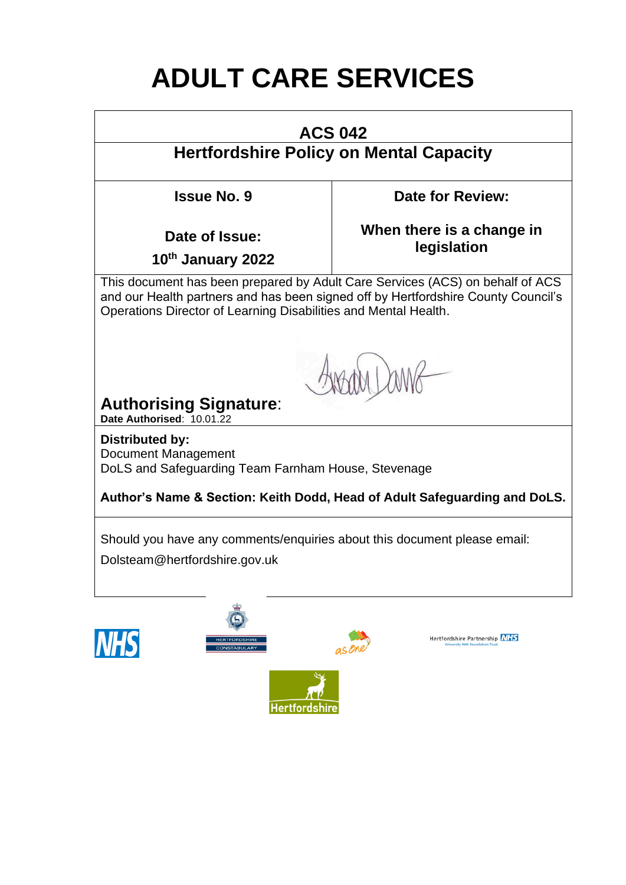# ADULT CARE SERVICES

## ACS 042
## Hertfordshire Policy on Mental Capacity

| Issue No. 9 | Date for Review: |
| --- | --- |
| Date of Issue: 10th January 2022 | When there is a change in legislation |

This document has been prepared by Adult Care Services (ACS) on behalf of ACS and our Health partners and has been signed off by Hertfordshire County Council's Operations Director of Learning Disabilities and Mental Health.

**Authorising Signature**:

**Date Authorised**: 10.01.22

**Distributed by:**
Document Management
DoLS and Safeguarding Team Farnham House, Stevenage

**Author's Name & Section: Keith Dodd, Head of Adult Safeguarding and DoLS.**

Should you have any comments/enquiries about this document please email:
Dolsteam@hertfordshire.gov.uk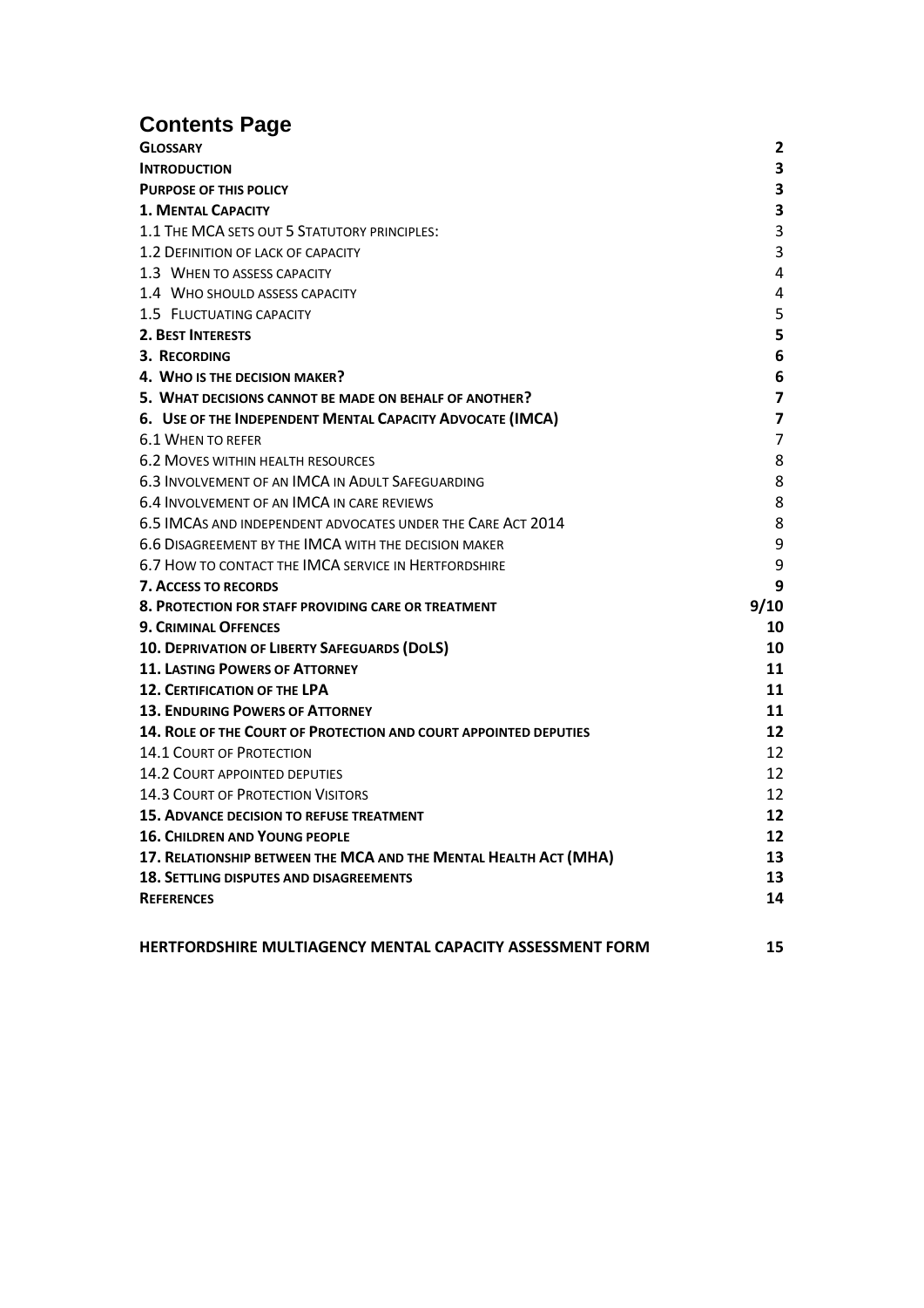# Contents Page

| | |
|---|---|
| **Glossary** | **2** |
| **Introduction** | **3** |
| **Purpose of this policy** | **3** |
| **1. Mental Capacity** | **3** |
| 1.1 The MCA sets out 5 Statutory principles: | 3 |
| 1.2 Definition of lack of capacity | 3 |
| 1.3 When to assess capacity | 4 |
| 1.4 Who should assess capacity | 4 |
| 1.5 Fluctuating capacity | 5 |
| **2. Best Interests** | **5** |
| **3. Recording** | **6** |
| **4. Who is the decision maker?** | **6** |
| **5. What decisions cannot be made on behalf of another?** | **7** |
| **6. Use of the Independent Mental Capacity Advocate (IMCA)** | **7** |
| 6.1 When to refer | 7 |
| 6.2 Moves within health resources | 8 |
| 6.3 Involvement of an IMCA in Adult Safeguarding | 8 |
| 6.4 Involvement of an IMCA in care reviews | 8 |
| 6.5 IMCAs and independent advocates under the Care Act 2014 | 8 |
| 6.6 Disagreement by the IMCA with the decision maker | 9 |
| 6.7 How to contact the IMCA service in Hertfordshire | 9 |
| **7. Access to records** | **9** |
| **8. Protection for staff providing care or treatment** | **9/10** |
| **9. Criminal Offences** | **10** |
| **10. Deprivation of Liberty Safeguards (DoLS)** | **10** |
| **11. Lasting Powers of Attorney** | **11** |
| **12. Certification of the LPA** | **11** |
| **13. Enduring Powers of Attorney** | **11** |
| **14. Role of the Court of Protection and court appointed deputies** | **12** |
| 14.1 Court of Protection | 12 |
| 14.2 Court appointed deputies | 12 |
| 14.3 Court of Protection Visitors | 12 |
| **15. Advance decision to refuse treatment** | **12** |
| **16. Children and Young people** | **12** |
| **17. Relationship between the MCA and the Mental Health Act (MHA)** | **13** |
| **18. Settling disputes and disagreements** | **13** |
| **References** | **14** |
| **HERTFORDSHIRE MULTIAGENCY MENTAL CAPACITY ASSESSMENT FORM** | **15** |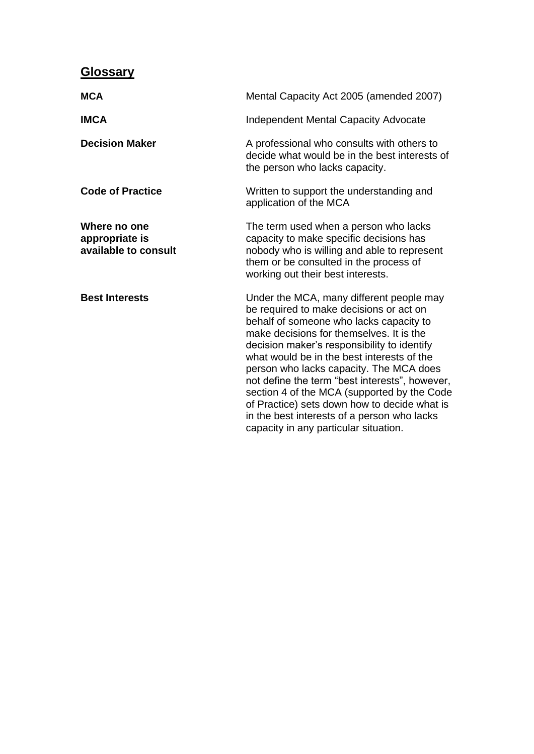## Glossary

| | |
|---|---|
| **MCA** | Mental Capacity Act 2005 (amended 2007) |
| **IMCA** | Independent Mental Capacity Advocate |
| **Decision Maker** | A professional who consults with others to decide what would be in the best interests of the person who lacks capacity. |
| **Code of Practice** | Written to support the understanding and application of the MCA |
| **Where no one appropriate is available to consult** | The term used when a person who lacks capacity to make specific decisions has nobody who is willing and able to represent them or be consulted in the process of working out their best interests. |
| **Best Interests** | Under the MCA, many different people may be required to make decisions or act on behalf of someone who lacks capacity to make decisions for themselves. It is the decision maker's responsibility to identify what would be in the best interests of the person who lacks capacity. The MCA does not define the term "best interests", however, section 4 of the MCA (supported by the Code of Practice) sets down how to decide what is in the best interests of a person who lacks capacity in any particular situation. |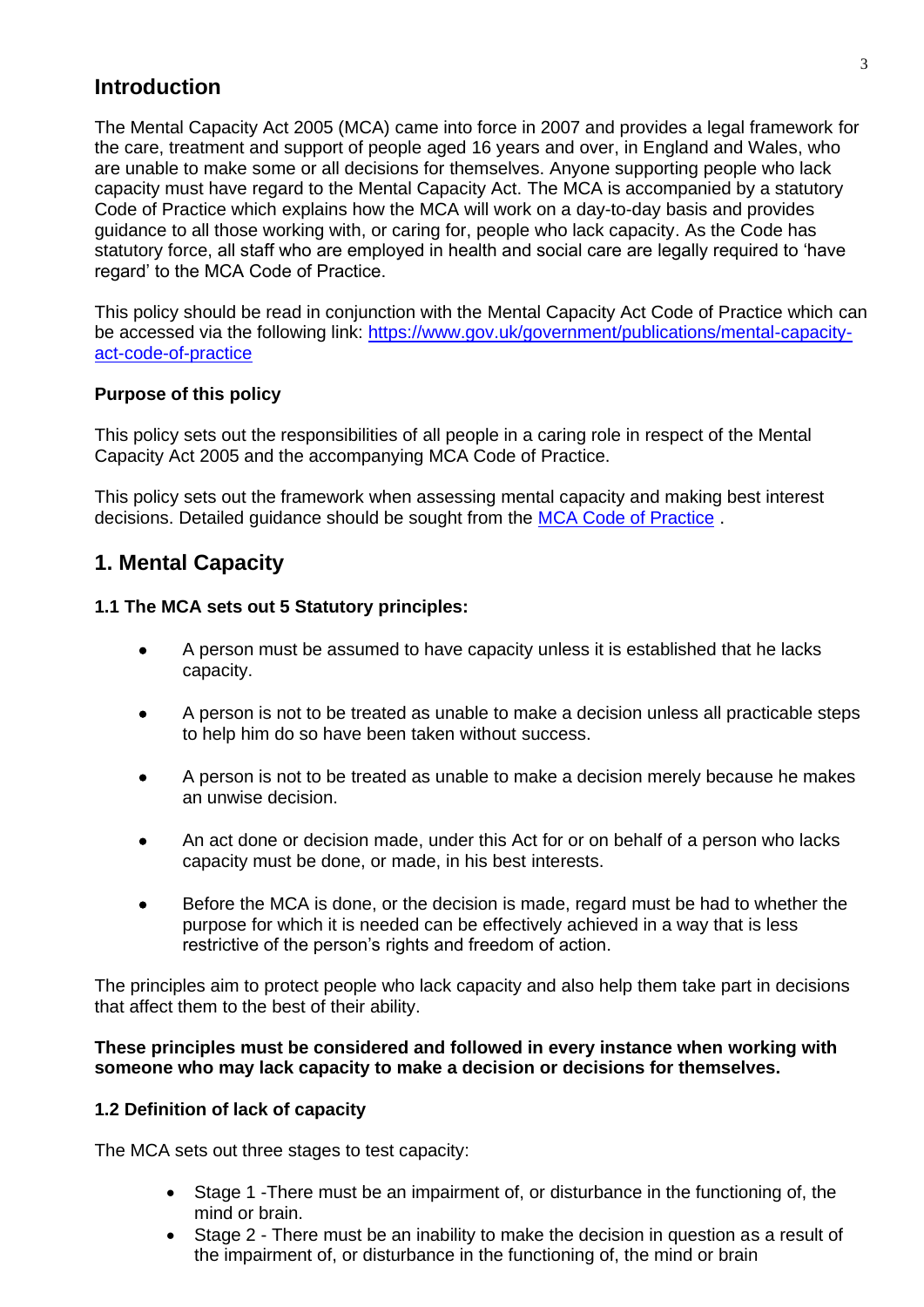## Introduction

The Mental Capacity Act 2005 (MCA) came into force in 2007 and provides a legal framework for the care, treatment and support of people aged 16 years and over, in England and Wales, who are unable to make some or all decisions for themselves. Anyone supporting people who lack capacity must have regard to the Mental Capacity Act. The MCA is accompanied by a statutory Code of Practice which explains how the MCA will work on a day-to-day basis and provides guidance to all those working with, or caring for, people who lack capacity. As the Code has statutory force, all staff who are employed in health and social care are legally required to 'have regard' to the MCA Code of Practice.

This policy should be read in conjunction with the Mental Capacity Act Code of Practice which can be accessed via the following link: [https://www.gov.uk/government/publications/mental-capacity-act-code-of-practice](https://www.gov.uk/government/publications/mental-capacity-act-code-of-practice)

**Purpose of this policy**

This policy sets out the responsibilities of all people in a caring role in respect of the Mental Capacity Act 2005 and the accompanying MCA Code of Practice.

This policy sets out the framework when assessing mental capacity and making best interest decisions. Detailed guidance should be sought from the MCA Code of Practice .

## 1. Mental Capacity

**1.1 The MCA sets out 5 Statutory principles:**

- A person must be assumed to have capacity unless it is established that he lacks capacity.
- A person is not to be treated as unable to make a decision unless all practicable steps to help him do so have been taken without success.
- A person is not to be treated as unable to make a decision merely because he makes an unwise decision.
- An act done or decision made, under this Act for or on behalf of a person who lacks capacity must be done, or made, in his best interests.
- Before the MCA is done, or the decision is made, regard must be had to whether the purpose for which it is needed can be effectively achieved in a way that is less restrictive of the person's rights and freedom of action.

The principles aim to protect people who lack capacity and also help them take part in decisions that affect them to the best of their ability.

**These principles must be considered and followed in every instance when working with someone who may lack capacity to make a decision or decisions for themselves.**

**1.2 Definition of lack of capacity**

The MCA sets out three stages to test capacity:

- Stage 1 -There must be an impairment of, or disturbance in the functioning of, the mind or brain.
- Stage 2 - There must be an inability to make the decision in question as a result of the impairment of, or disturbance in the functioning of, the mind or brain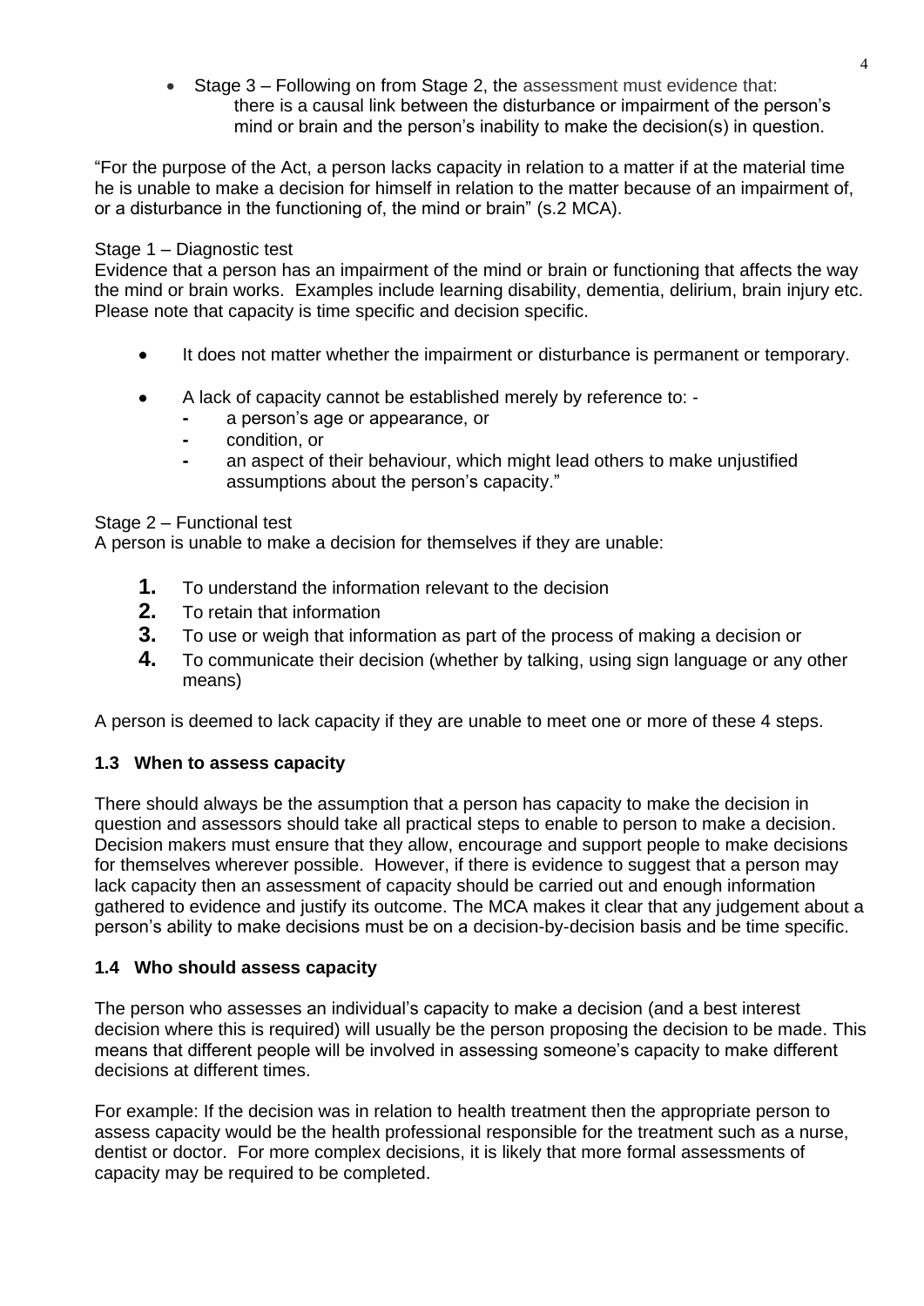- Stage 3 – Following on from Stage 2, the assessment must evidence that: there is a causal link between the disturbance or impairment of the person's mind or brain and the person's inability to make the decision(s) in question.

"For the purpose of the Act, a person lacks capacity in relation to a matter if at the material time he is unable to make a decision for himself in relation to the matter because of an impairment of, or a disturbance in the functioning of, the mind or brain" (s.2 MCA).

Stage 1 – Diagnostic test
Evidence that a person has an impairment of the mind or brain or functioning that affects the way the mind or brain works. Examples include learning disability, dementia, delirium, brain injury etc. Please note that capacity is time specific and decision specific.

- It does not matter whether the impairment or disturbance is permanent or temporary.
- A lack of capacity cannot be established merely by reference to: -
  - a person's age or appearance, or
  - condition, or
  - an aspect of their behaviour, which might lead others to make unjustified assumptions about the person's capacity."

Stage 2 – Functional test
A person is unable to make a decision for themselves if they are unable:

1. To understand the information relevant to the decision
2. To retain that information
3. To use or weigh that information as part of the process of making a decision or
4. To communicate their decision (whether by talking, using sign language or any other means)

A person is deemed to lack capacity if they are unable to meet one or more of these 4 steps.

### 1.3 When to assess capacity

There should always be the assumption that a person has capacity to make the decision in question and assessors should take all practical steps to enable to person to make a decision. Decision makers must ensure that they allow, encourage and support people to make decisions for themselves wherever possible. However, if there is evidence to suggest that a person may lack capacity then an assessment of capacity should be carried out and enough information gathered to evidence and justify its outcome. The MCA makes it clear that any judgement about a person's ability to make decisions must be on a decision-by-decision basis and be time specific.

### 1.4 Who should assess capacity

The person who assesses an individual's capacity to make a decision (and a best interest decision where this is required) will usually be the person proposing the decision to be made. This means that different people will be involved in assessing someone's capacity to make different decisions at different times.

For example: If the decision was in relation to health treatment then the appropriate person to assess capacity would be the health professional responsible for the treatment such as a nurse, dentist or doctor. For more complex decisions, it is likely that more formal assessments of capacity may be required to be completed.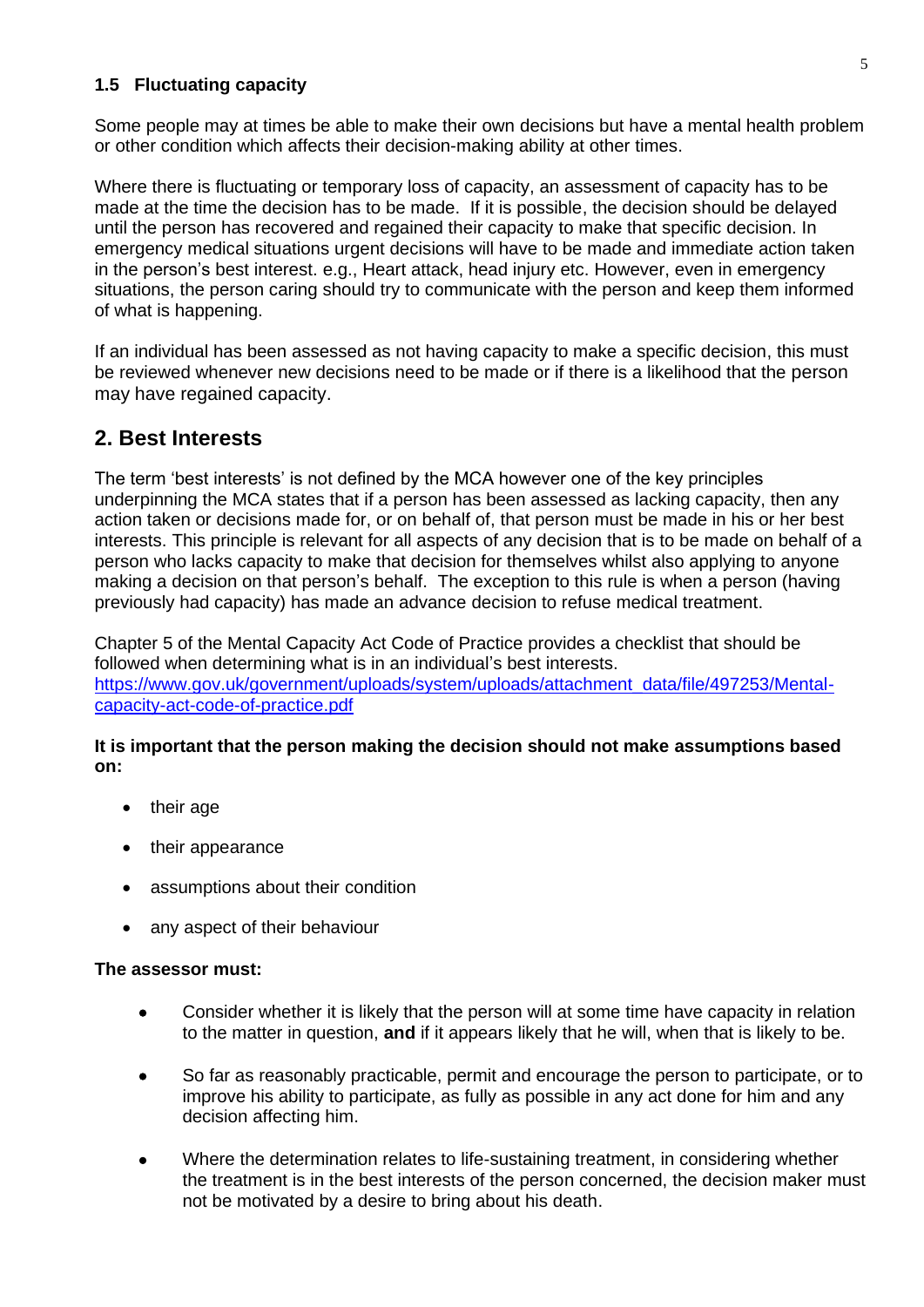### 1.5 Fluctuating capacity

Some people may at times be able to make their own decisions but have a mental health problem or other condition which affects their decision-making ability at other times.

Where there is fluctuating or temporary loss of capacity, an assessment of capacity has to be made at the time the decision has to be made. If it is possible, the decision should be delayed until the person has recovered and regained their capacity to make that specific decision. In emergency medical situations urgent decisions will have to be made and immediate action taken in the person's best interest. e.g., Heart attack, head injury etc. However, even in emergency situations, the person caring should try to communicate with the person and keep them informed of what is happening.

If an individual has been assessed as not having capacity to make a specific decision, this must be reviewed whenever new decisions need to be made or if there is a likelihood that the person may have regained capacity.

## 2. Best Interests

The term 'best interests' is not defined by the MCA however one of the key principles underpinning the MCA states that if a person has been assessed as lacking capacity, then any action taken or decisions made for, or on behalf of, that person must be made in his or her best interests. This principle is relevant for all aspects of any decision that is to be made on behalf of a person who lacks capacity to make that decision for themselves whilst also applying to anyone making a decision on that person's behalf. The exception to this rule is when a person (having previously had capacity) has made an advance decision to refuse medical treatment.

Chapter 5 of the Mental Capacity Act Code of Practice provides a checklist that should be followed when determining what is in an individual's best interests.
[https://www.gov.uk/government/uploads/system/uploads/attachment_data/file/497253/Mental-capacity-act-code-of-practice.pdf](https://www.gov.uk/government/uploads/system/uploads/attachment_data/file/497253/Mental-capacity-act-code-of-practice.pdf)

**It is important that the person making the decision should not make assumptions based on:**

- their age
- their appearance
- assumptions about their condition
- any aspect of their behaviour

**The assessor must:**

- Consider whether it is likely that the person will at some time have capacity in relation to the matter in question, **and** if it appears likely that he will, when that is likely to be.
- So far as reasonably practicable, permit and encourage the person to participate, or to improve his ability to participate, as fully as possible in any act done for him and any decision affecting him.
- Where the determination relates to life-sustaining treatment, in considering whether the treatment is in the best interests of the person concerned, the decision maker must not be motivated by a desire to bring about his death.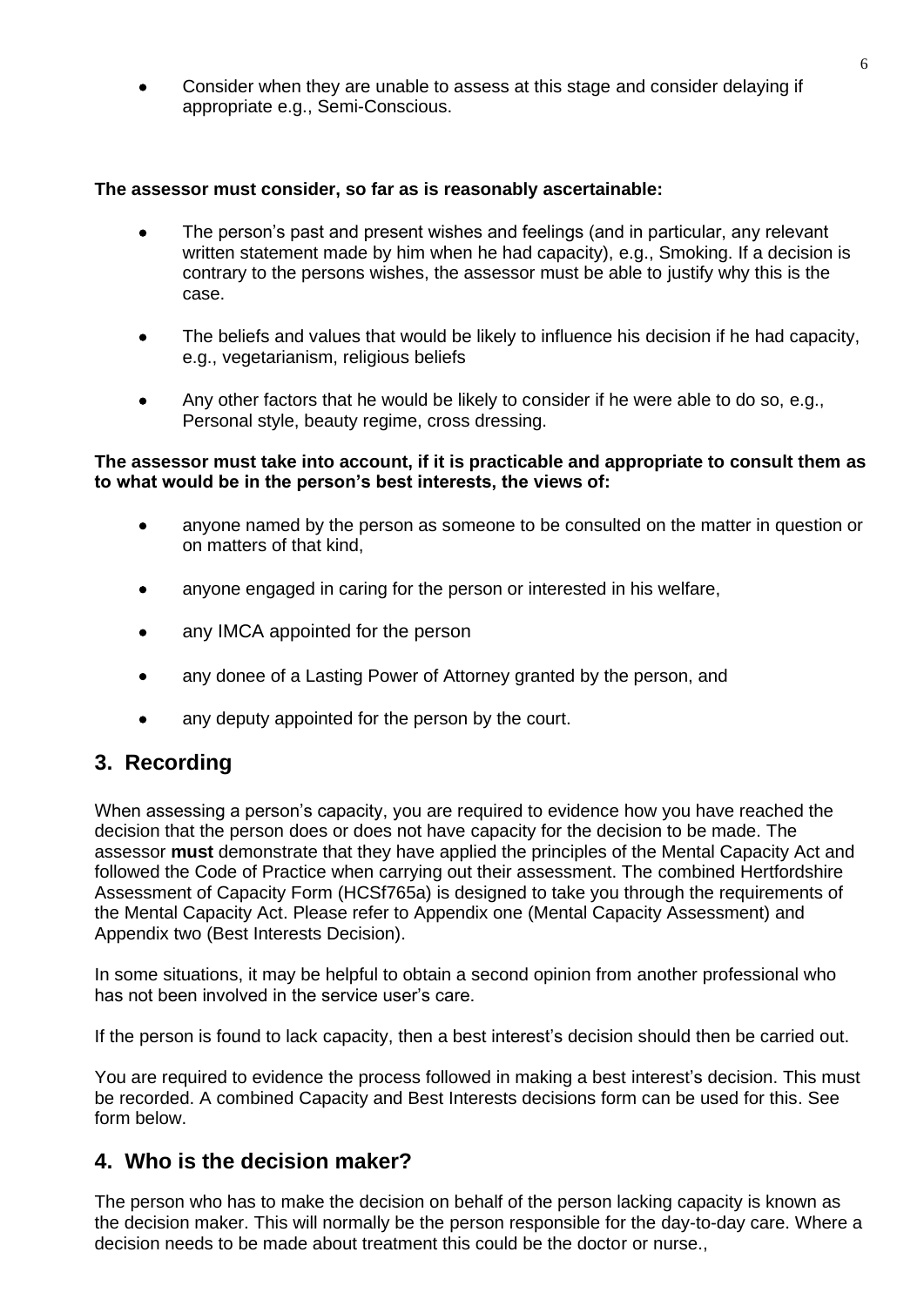- Consider when they are unable to assess at this stage and consider delaying if appropriate e.g., Semi-Conscious.

**The assessor must consider, so far as is reasonably ascertainable:**

- The person's past and present wishes and feelings (and in particular, any relevant written statement made by him when he had capacity), e.g., Smoking. If a decision is contrary to the persons wishes, the assessor must be able to justify why this is the case.
- The beliefs and values that would be likely to influence his decision if he had capacity, e.g., vegetarianism, religious beliefs
- Any other factors that he would be likely to consider if he were able to do so, e.g., Personal style, beauty regime, cross dressing.

**The assessor must take into account, if it is practicable and appropriate to consult them as to what would be in the person's best interests, the views of:**

- anyone named by the person as someone to be consulted on the matter in question or on matters of that kind,
- anyone engaged in caring for the person or interested in his welfare,
- any IMCA appointed for the person
- any donee of a Lasting Power of Attorney granted by the person, and
- any deputy appointed for the person by the court.

## 3. Recording

When assessing a person's capacity, you are required to evidence how you have reached the decision that the person does or does not have capacity for the decision to be made. The assessor **must** demonstrate that they have applied the principles of the Mental Capacity Act and followed the Code of Practice when carrying out their assessment. The combined Hertfordshire Assessment of Capacity Form (HCSf765a) is designed to take you through the requirements of the Mental Capacity Act. Please refer to Appendix one (Mental Capacity Assessment) and Appendix two (Best Interests Decision).

In some situations, it may be helpful to obtain a second opinion from another professional who has not been involved in the service user's care.

If the person is found to lack capacity, then a best interest's decision should then be carried out.

You are required to evidence the process followed in making a best interest's decision. This must be recorded. A combined Capacity and Best Interests decisions form can be used for this. See form below.

## 4. Who is the decision maker?

The person who has to make the decision on behalf of the person lacking capacity is known as the decision maker. This will normally be the person responsible for the day-to-day care. Where a decision needs to be made about treatment this could be the doctor or nurse.,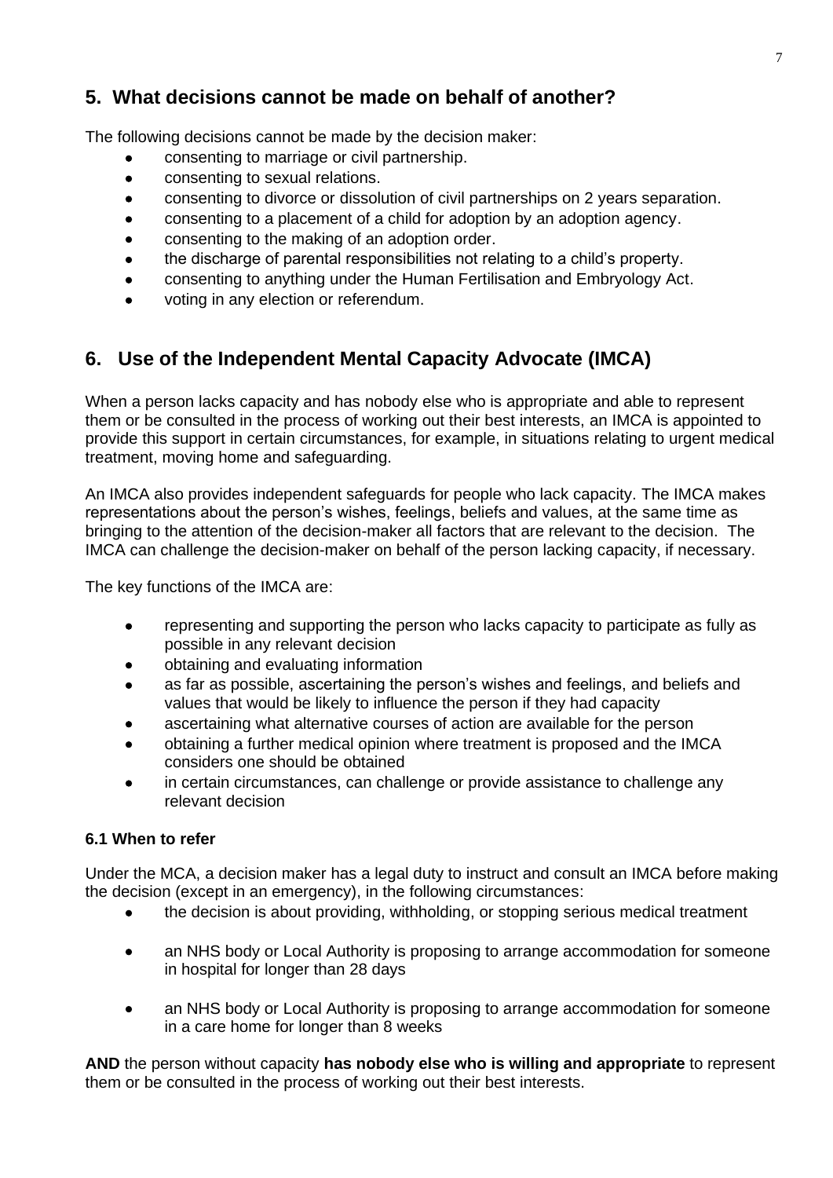## 5. What decisions cannot be made on behalf of another?

The following decisions cannot be made by the decision maker:

- consenting to marriage or civil partnership.
- consenting to sexual relations.
- consenting to divorce or dissolution of civil partnerships on 2 years separation.
- consenting to a placement of a child for adoption by an adoption agency.
- consenting to the making of an adoption order.
- the discharge of parental responsibilities not relating to a child's property.
- consenting to anything under the Human Fertilisation and Embryology Act.
- voting in any election or referendum.

## 6. Use of the Independent Mental Capacity Advocate (IMCA)

When a person lacks capacity and has nobody else who is appropriate and able to represent them or be consulted in the process of working out their best interests, an IMCA is appointed to provide this support in certain circumstances, for example, in situations relating to urgent medical treatment, moving home and safeguarding.

An IMCA also provides independent safeguards for people who lack capacity. The IMCA makes representations about the person's wishes, feelings, beliefs and values, at the same time as bringing to the attention of the decision-maker all factors that are relevant to the decision. The IMCA can challenge the decision-maker on behalf of the person lacking capacity, if necessary.

The key functions of the IMCA are:

- representing and supporting the person who lacks capacity to participate as fully as possible in any relevant decision
- obtaining and evaluating information
- as far as possible, ascertaining the person's wishes and feelings, and beliefs and values that would be likely to influence the person if they had capacity
- ascertaining what alternative courses of action are available for the person
- obtaining a further medical opinion where treatment is proposed and the IMCA considers one should be obtained
- in certain circumstances, can challenge or provide assistance to challenge any relevant decision

### 6.1 When to refer

Under the MCA, a decision maker has a legal duty to instruct and consult an IMCA before making the decision (except in an emergency), in the following circumstances:

- the decision is about providing, withholding, or stopping serious medical treatment
- an NHS body or Local Authority is proposing to arrange accommodation for someone in hospital for longer than 28 days
- an NHS body or Local Authority is proposing to arrange accommodation for someone in a care home for longer than 8 weeks

**AND** the person without capacity **has nobody else who is willing and appropriate** to represent them or be consulted in the process of working out their best interests.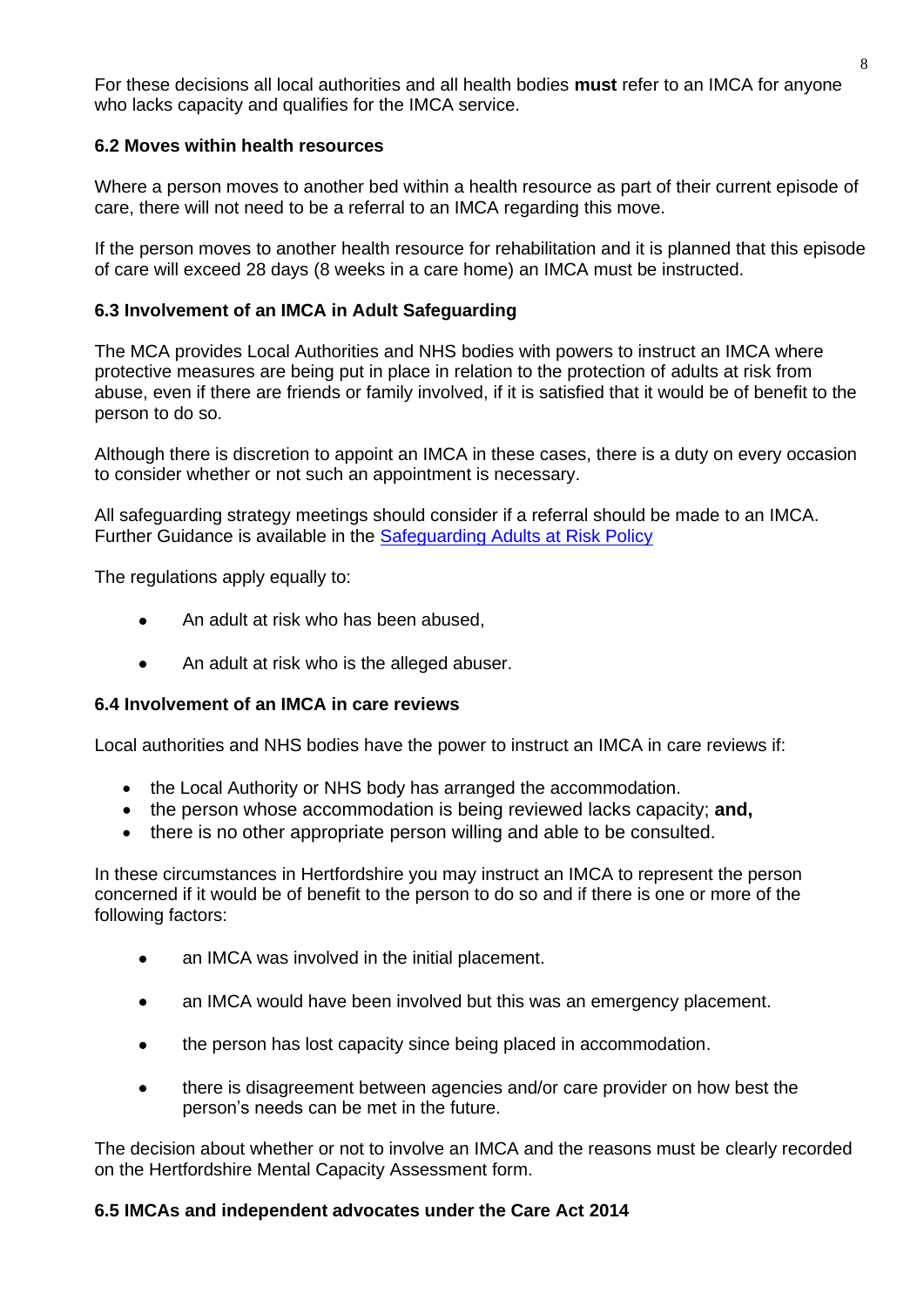For these decisions all local authorities and all health bodies **must** refer to an IMCA for anyone who lacks capacity and qualifies for the IMCA service.

### 6.2 Moves within health resources

Where a person moves to another bed within a health resource as part of their current episode of care, there will not need to be a referral to an IMCA regarding this move.

If the person moves to another health resource for rehabilitation and it is planned that this episode of care will exceed 28 days (8 weeks in a care home) an IMCA must be instructed.

### 6.3 Involvement of an IMCA in Adult Safeguarding

The MCA provides Local Authorities and NHS bodies with powers to instruct an IMCA where protective measures are being put in place in relation to the protection of adults at risk from abuse, even if there are friends or family involved, if it is satisfied that it would be of benefit to the person to do so.

Although there is discretion to appoint an IMCA in these cases, there is a duty on every occasion to consider whether or not such an appointment is necessary.

All safeguarding strategy meetings should consider if a referral should be made to an IMCA. Further Guidance is available in the Safeguarding Adults at Risk Policy

The regulations apply equally to:

- An adult at risk who has been abused,
- An adult at risk who is the alleged abuser.

### 6.4 Involvement of an IMCA in care reviews

Local authorities and NHS bodies have the power to instruct an IMCA in care reviews if:

- the Local Authority or NHS body has arranged the accommodation.
- the person whose accommodation is being reviewed lacks capacity; **and,**
- there is no other appropriate person willing and able to be consulted.

In these circumstances in Hertfordshire you may instruct an IMCA to represent the person concerned if it would be of benefit to the person to do so and if there is one or more of the following factors:

- an IMCA was involved in the initial placement.
- an IMCA would have been involved but this was an emergency placement.
- the person has lost capacity since being placed in accommodation.
- there is disagreement between agencies and/or care provider on how best the person's needs can be met in the future.

The decision about whether or not to involve an IMCA and the reasons must be clearly recorded on the Hertfordshire Mental Capacity Assessment form.

### 6.5 IMCAs and independent advocates under the Care Act 2014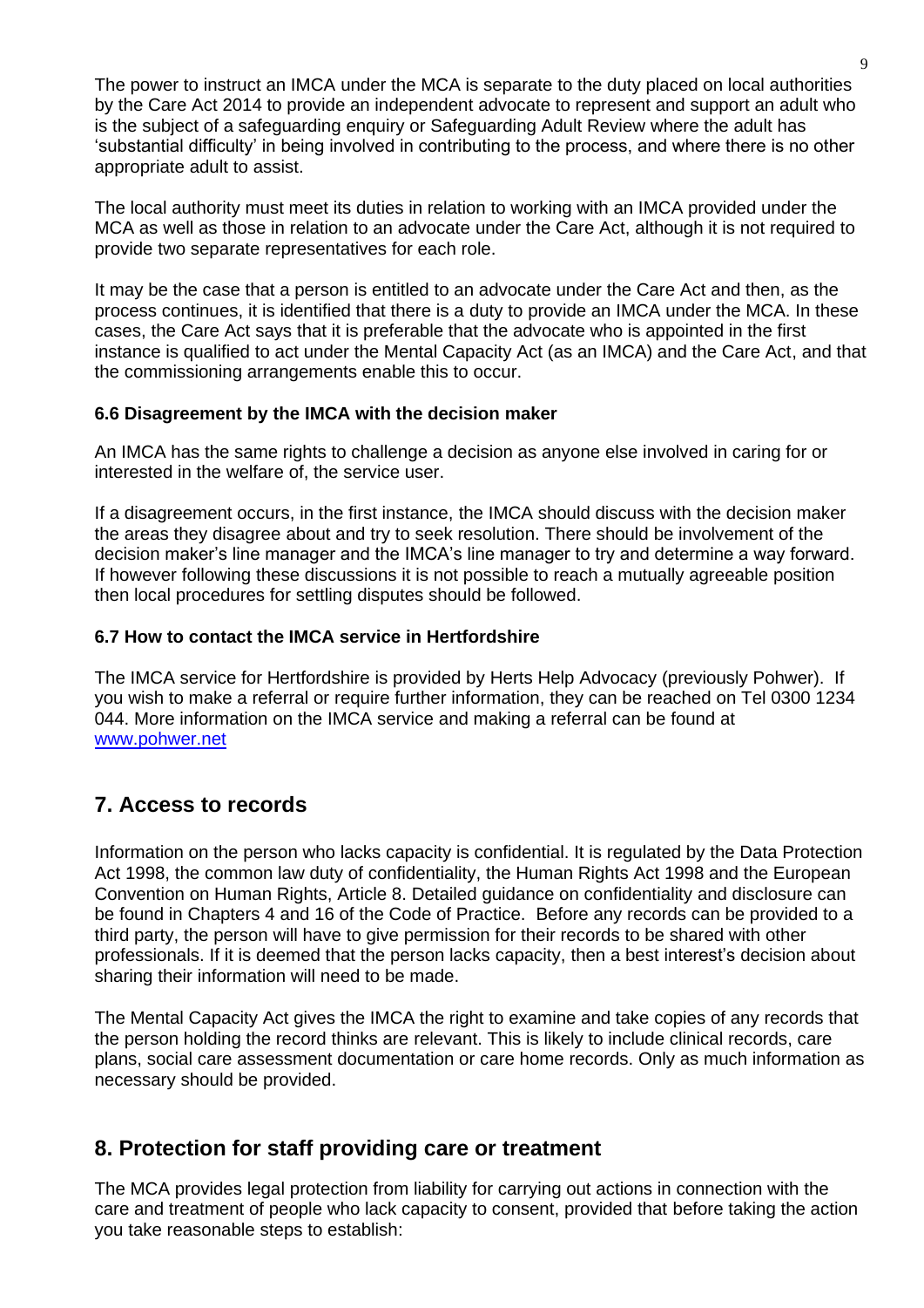The power to instruct an IMCA under the MCA is separate to the duty placed on local authorities by the Care Act 2014 to provide an independent advocate to represent and support an adult who is the subject of a safeguarding enquiry or Safeguarding Adult Review where the adult has 'substantial difficulty' in being involved in contributing to the process, and where there is no other appropriate adult to assist.

The local authority must meet its duties in relation to working with an IMCA provided under the MCA as well as those in relation to an advocate under the Care Act, although it is not required to provide two separate representatives for each role.

It may be the case that a person is entitled to an advocate under the Care Act and then, as the process continues, it is identified that there is a duty to provide an IMCA under the MCA. In these cases, the Care Act says that it is preferable that the advocate who is appointed in the first instance is qualified to act under the Mental Capacity Act (as an IMCA) and the Care Act, and that the commissioning arrangements enable this to occur.

### 6.6 Disagreement by the IMCA with the decision maker

An IMCA has the same rights to challenge a decision as anyone else involved in caring for or interested in the welfare of, the service user.

If a disagreement occurs, in the first instance, the IMCA should discuss with the decision maker the areas they disagree about and try to seek resolution. There should be involvement of the decision maker's line manager and the IMCA's line manager to try and determine a way forward. If however following these discussions it is not possible to reach a mutually agreeable position then local procedures for settling disputes should be followed.

### 6.7 How to contact the IMCA service in Hertfordshire

The IMCA service for Hertfordshire is provided by Herts Help Advocacy (previously Pohwer). If you wish to make a referral or require further information, they can be reached on Tel 0300 1234 044. More information on the IMCA service and making a referral can be found at [www.pohwer.net](http://www.pohwer.net)

## 7. Access to records

Information on the person who lacks capacity is confidential. It is regulated by the Data Protection Act 1998, the common law duty of confidentiality, the Human Rights Act 1998 and the European Convention on Human Rights, Article 8. Detailed guidance on confidentiality and disclosure can be found in Chapters 4 and 16 of the Code of Practice. Before any records can be provided to a third party, the person will have to give permission for their records to be shared with other professionals. If it is deemed that the person lacks capacity, then a best interest's decision about sharing their information will need to be made.

The Mental Capacity Act gives the IMCA the right to examine and take copies of any records that the person holding the record thinks are relevant. This is likely to include clinical records, care plans, social care assessment documentation or care home records. Only as much information as necessary should be provided.

## 8. Protection for staff providing care or treatment

The MCA provides legal protection from liability for carrying out actions in connection with the care and treatment of people who lack capacity to consent, provided that before taking the action you take reasonable steps to establish: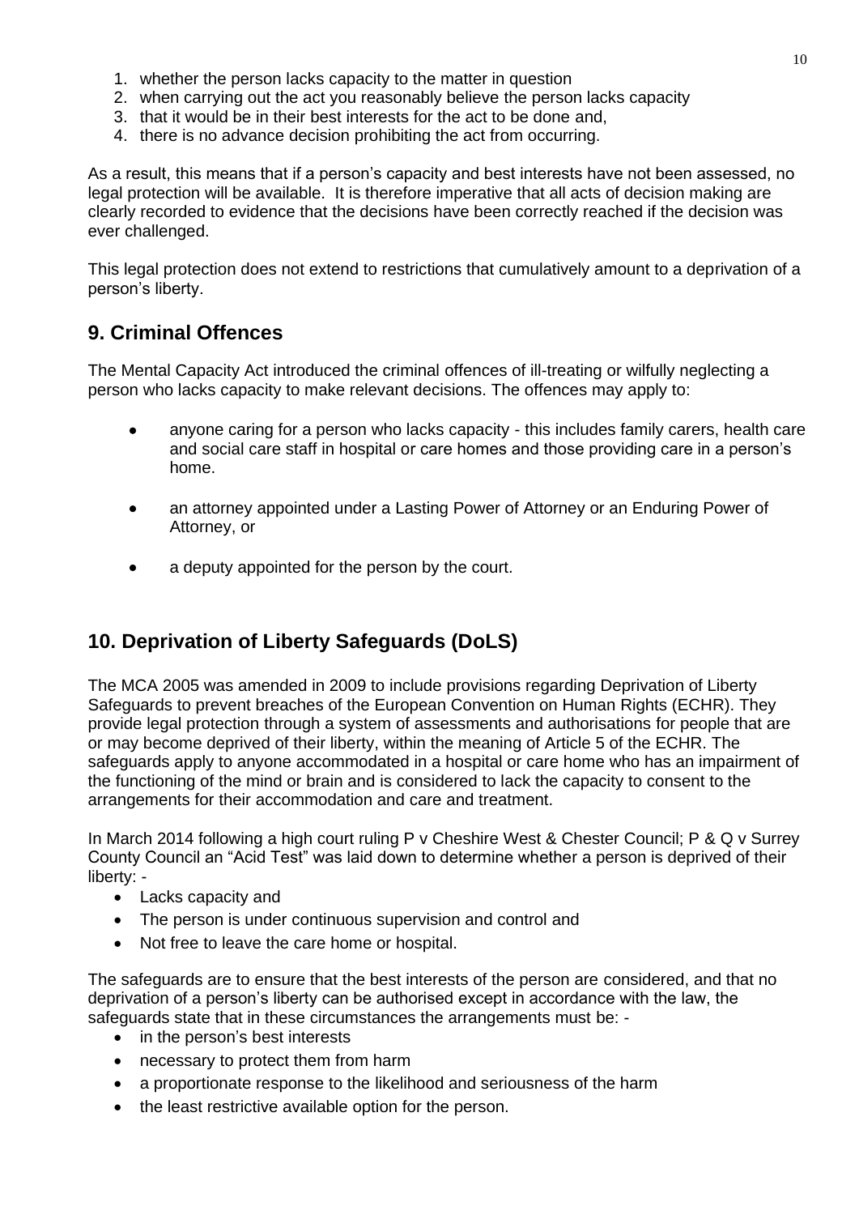1. whether the person lacks capacity to the matter in question
2. when carrying out the act you reasonably believe the person lacks capacity
3. that it would be in their best interests for the act to be done and,
4. there is no advance decision prohibiting the act from occurring.

As a result, this means that if a person's capacity and best interests have not been assessed, no legal protection will be available. It is therefore imperative that all acts of decision making are clearly recorded to evidence that the decisions have been correctly reached if the decision was ever challenged.

This legal protection does not extend to restrictions that cumulatively amount to a deprivation of a person's liberty.

## 9. Criminal Offences

The Mental Capacity Act introduced the criminal offences of ill-treating or wilfully neglecting a person who lacks capacity to make relevant decisions. The offences may apply to:

- anyone caring for a person who lacks capacity - this includes family carers, health care and social care staff in hospital or care homes and those providing care in a person's home.
- an attorney appointed under a Lasting Power of Attorney or an Enduring Power of Attorney, or
- a deputy appointed for the person by the court.

## 10. Deprivation of Liberty Safeguards (DoLS)

The MCA 2005 was amended in 2009 to include provisions regarding Deprivation of Liberty Safeguards to prevent breaches of the European Convention on Human Rights (ECHR). They provide legal protection through a system of assessments and authorisations for people that are or may become deprived of their liberty, within the meaning of Article 5 of the ECHR. The safeguards apply to anyone accommodated in a hospital or care home who has an impairment of the functioning of the mind or brain and is considered to lack the capacity to consent to the arrangements for their accommodation and care and treatment.

In March 2014 following a high court ruling P v Cheshire West & Chester Council; P & Q v Surrey County Council an "Acid Test" was laid down to determine whether a person is deprived of their liberty: -

- Lacks capacity and
- The person is under continuous supervision and control and
- Not free to leave the care home or hospital.

The safeguards are to ensure that the best interests of the person are considered, and that no deprivation of a person's liberty can be authorised except in accordance with the law, the safeguards state that in these circumstances the arrangements must be: -

- in the person's best interests
- necessary to protect them from harm
- a proportionate response to the likelihood and seriousness of the harm
- the least restrictive available option for the person.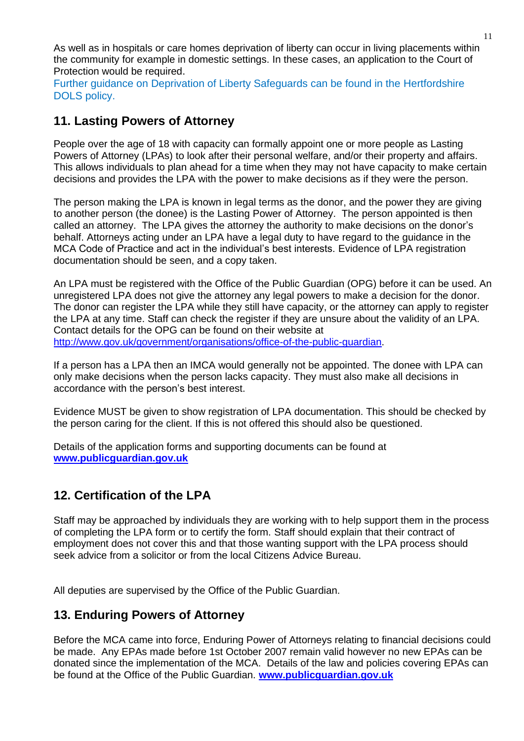As well as in hospitals or care homes deprivation of liberty can occur in living placements within the community for example in domestic settings. In these cases, an application to the Court of Protection would be required.
Further guidance on Deprivation of Liberty Safeguards can be found in the Hertfordshire DOLS policy.

## 11. Lasting Powers of Attorney

People over the age of 18 with capacity can formally appoint one or more people as Lasting Powers of Attorney (LPAs) to look after their personal welfare, and/or their property and affairs. This allows individuals to plan ahead for a time when they may not have capacity to make certain decisions and provides the LPA with the power to make decisions as if they were the person.

The person making the LPA is known in legal terms as the donor, and the power they are giving to another person (the donee) is the Lasting Power of Attorney. The person appointed is then called an attorney. The LPA gives the attorney the authority to make decisions on the donor's behalf. Attorneys acting under an LPA have a legal duty to have regard to the guidance in the MCA Code of Practice and act in the individual's best interests. Evidence of LPA registration documentation should be seen, and a copy taken.

An LPA must be registered with the Office of the Public Guardian (OPG) before it can be used. An unregistered LPA does not give the attorney any legal powers to make a decision for the donor. The donor can register the LPA while they still have capacity, or the attorney can apply to register the LPA at any time. Staff can check the register if they are unsure about the validity of an LPA. Contact details for the OPG can be found on their website at http://www.gov.uk/government/organisations/office-of-the-public-guardian.

If a person has a LPA then an IMCA would generally not be appointed. The donee with LPA can only make decisions when the person lacks capacity. They must also make all decisions in accordance with the person's best interest.

Evidence MUST be given to show registration of LPA documentation. This should be checked by the person caring for the client. If this is not offered this should also be questioned.

Details of the application forms and supporting documents can be found at **www.publicguardian.gov.uk**

## 12. Certification of the LPA

Staff may be approached by individuals they are working with to help support them in the process of completing the LPA form or to certify the form. Staff should explain that their contract of employment does not cover this and that those wanting support with the LPA process should seek advice from a solicitor or from the local Citizens Advice Bureau.

All deputies are supervised by the Office of the Public Guardian.

## 13. Enduring Powers of Attorney

Before the MCA came into force, Enduring Power of Attorneys relating to financial decisions could be made. Any EPAs made before 1st October 2007 remain valid however no new EPAs can be donated since the implementation of the MCA. Details of the law and policies covering EPAs can be found at the Office of the Public Guardian. **www.publicguardian.gov.uk**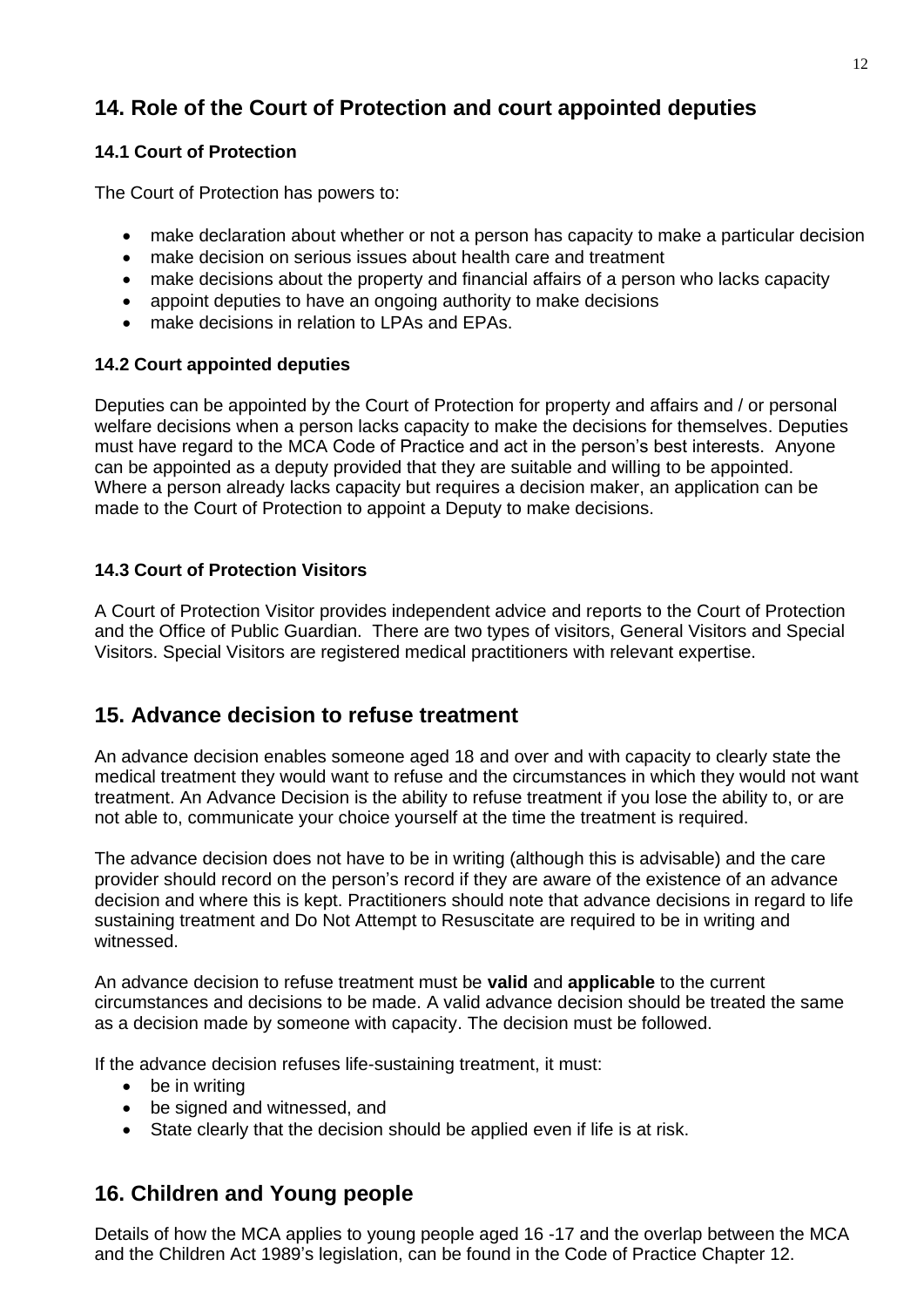## 14. Role of the Court of Protection and court appointed deputies

### 14.1 Court of Protection

The Court of Protection has powers to:

- make declaration about whether or not a person has capacity to make a particular decision
- make decision on serious issues about health care and treatment
- make decisions about the property and financial affairs of a person who lacks capacity
- appoint deputies to have an ongoing authority to make decisions
- make decisions in relation to LPAs and EPAs.

### 14.2 Court appointed deputies

Deputies can be appointed by the Court of Protection for property and affairs and / or personal welfare decisions when a person lacks capacity to make the decisions for themselves. Deputies must have regard to the MCA Code of Practice and act in the person's best interests. Anyone can be appointed as a deputy provided that they are suitable and willing to be appointed. Where a person already lacks capacity but requires a decision maker, an application can be made to the Court of Protection to appoint a Deputy to make decisions.

### 14.3 Court of Protection Visitors

A Court of Protection Visitor provides independent advice and reports to the Court of Protection and the Office of Public Guardian. There are two types of visitors, General Visitors and Special Visitors. Special Visitors are registered medical practitioners with relevant expertise.

## 15. Advance decision to refuse treatment

An advance decision enables someone aged 18 and over and with capacity to clearly state the medical treatment they would want to refuse and the circumstances in which they would not want treatment. An Advance Decision is the ability to refuse treatment if you lose the ability to, or are not able to, communicate your choice yourself at the time the treatment is required.

The advance decision does not have to be in writing (although this is advisable) and the care provider should record on the person's record if they are aware of the existence of an advance decision and where this is kept. Practitioners should note that advance decisions in regard to life sustaining treatment and Do Not Attempt to Resuscitate are required to be in writing and witnessed.

An advance decision to refuse treatment must be **valid** and **applicable** to the current circumstances and decisions to be made. A valid advance decision should be treated the same as a decision made by someone with capacity. The decision must be followed.

If the advance decision refuses life-sustaining treatment, it must:

- be in writing
- be signed and witnessed, and
- State clearly that the decision should be applied even if life is at risk.

## 16. Children and Young people

Details of how the MCA applies to young people aged 16 -17 and the overlap between the MCA and the Children Act 1989's legislation, can be found in the Code of Practice Chapter 12.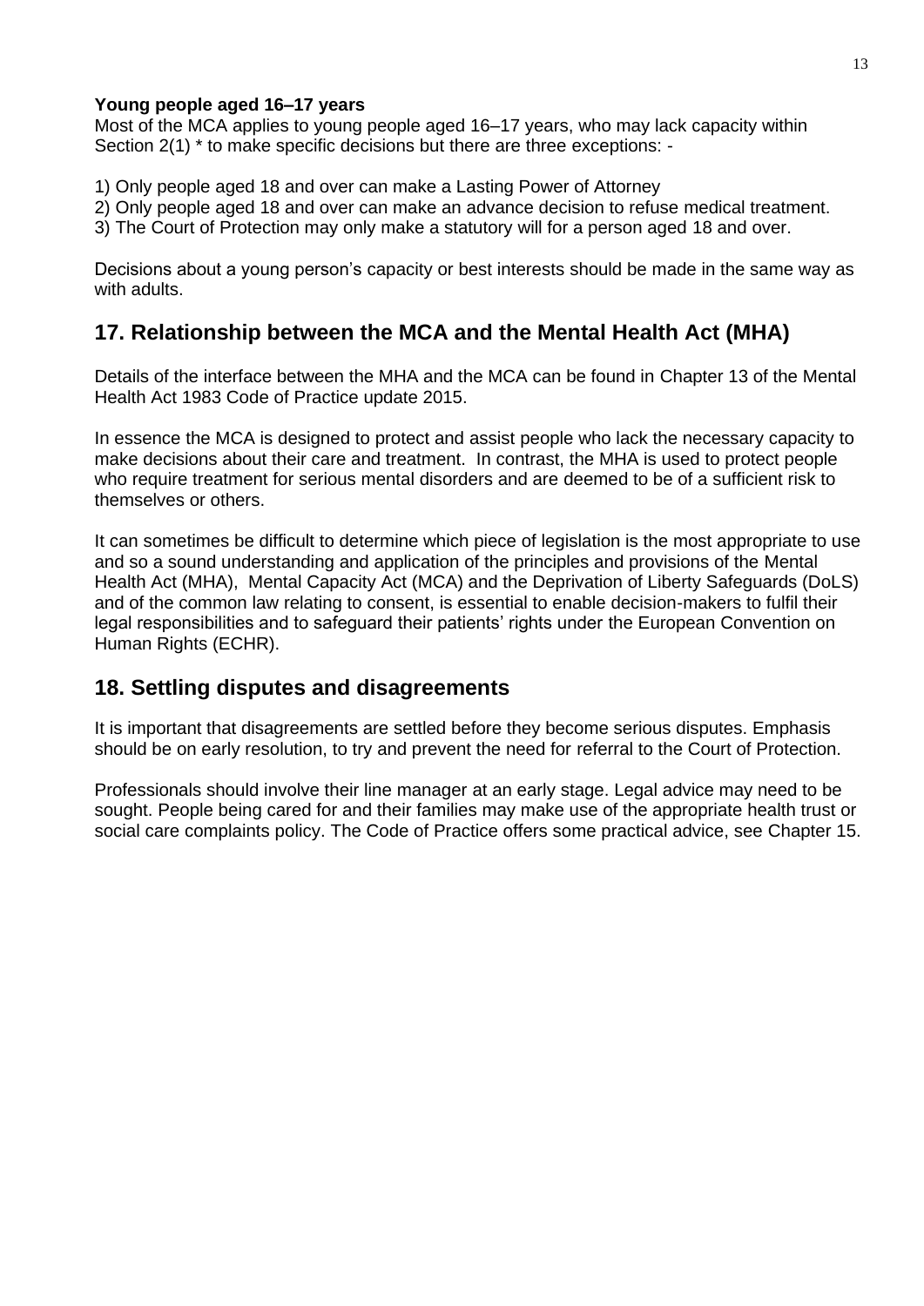**Young people aged 16–17 years**

Most of the MCA applies to young people aged 16–17 years, who may lack capacity within Section 2(1) * to make specific decisions but there are three exceptions: -

1) Only people aged 18 and over can make a Lasting Power of Attorney
2) Only people aged 18 and over can make an advance decision to refuse medical treatment.
3) The Court of Protection may only make a statutory will for a person aged 18 and over.

Decisions about a young person's capacity or best interests should be made in the same way as with adults.

## 17. Relationship between the MCA and the Mental Health Act (MHA)

Details of the interface between the MHA and the MCA can be found in Chapter 13 of the Mental Health Act 1983 Code of Practice update 2015.

In essence the MCA is designed to protect and assist people who lack the necessary capacity to make decisions about their care and treatment. In contrast, the MHA is used to protect people who require treatment for serious mental disorders and are deemed to be of a sufficient risk to themselves or others.

It can sometimes be difficult to determine which piece of legislation is the most appropriate to use and so a sound understanding and application of the principles and provisions of the Mental Health Act (MHA), Mental Capacity Act (MCA) and the Deprivation of Liberty Safeguards (DoLS) and of the common law relating to consent, is essential to enable decision-makers to fulfil their legal responsibilities and to safeguard their patients' rights under the European Convention on Human Rights (ECHR).

## 18. Settling disputes and disagreements

It is important that disagreements are settled before they become serious disputes. Emphasis should be on early resolution, to try and prevent the need for referral to the Court of Protection.

Professionals should involve their line manager at an early stage. Legal advice may need to be sought. People being cared for and their families may make use of the appropriate health trust or social care complaints policy. The Code of Practice offers some practical advice, see Chapter 15.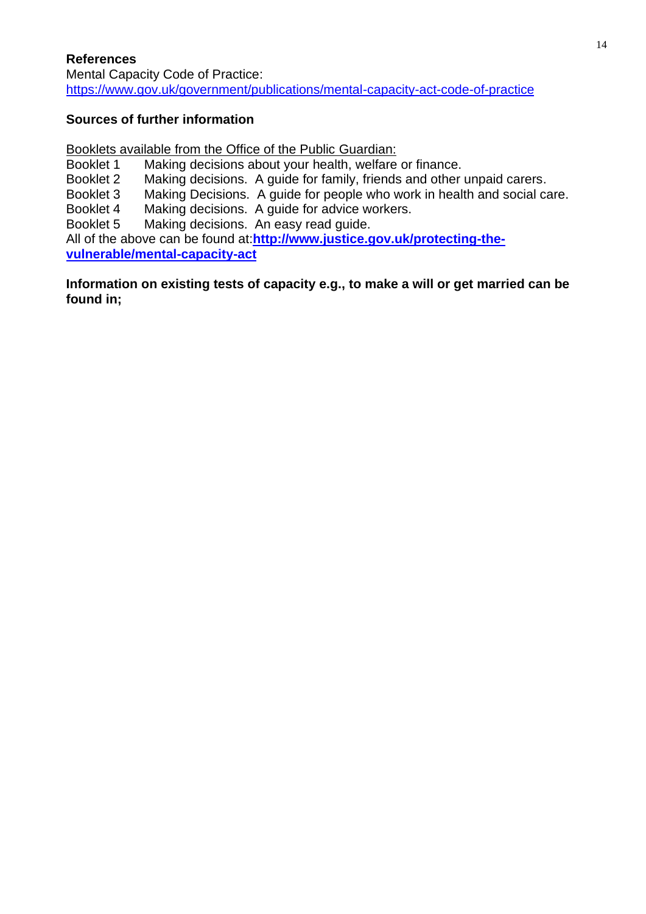**References**

Mental Capacity Code of Practice:
https://www.gov.uk/government/publications/mental-capacity-act-code-of-practice

**Sources of further information**

Booklets available from the Office of the Public Guardian:

Booklet 1 Making decisions about your health, welfare or finance.
Booklet 2 Making decisions. A guide for family, friends and other unpaid carers.
Booklet 3 Making Decisions. A guide for people who work in health and social care.
Booklet 4 Making decisions. A guide for advice workers.
Booklet 5 Making decisions. An easy read guide.

All of the above can be found at:**http://www.justice.gov.uk/protecting-the-vulnerable/mental-capacity-act**

**Information on existing tests of capacity e.g., to make a will or get married can be found in;**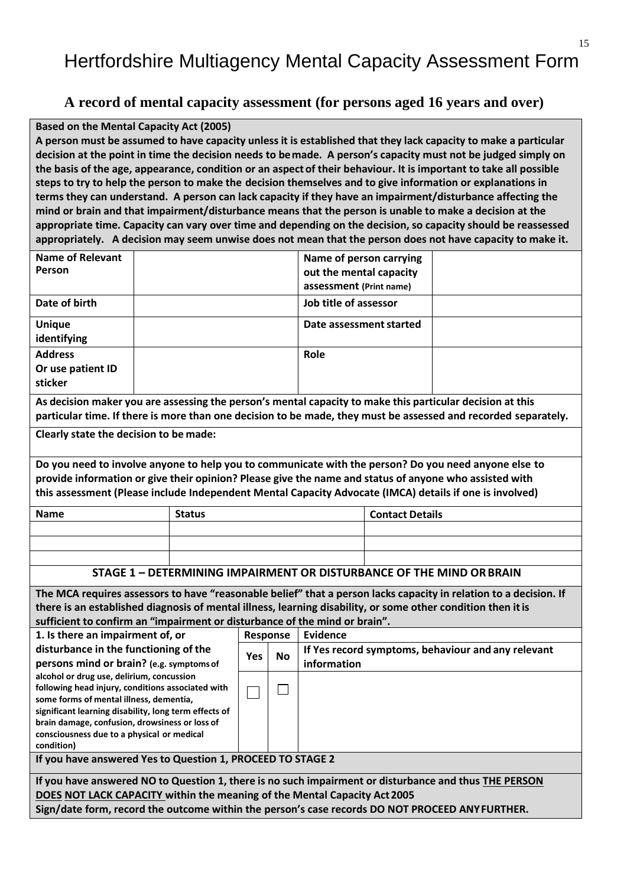# Hertfordshire Multiagency Mental Capacity Assessment Form

## A record of mental capacity assessment (for persons aged 16 years and over)

**Based on the Mental Capacity Act (2005)**

**A person must be assumed to have capacity unless it is established that they lack capacity to make a particular decision at the point in time the decision needs to be made. A person's capacity must not be judged simply on the basis of the age, appearance, condition or an aspect of their behaviour. It is important to take all possible steps to try to help the person to make the decision themselves and to give information or explanations in terms they can understand. A person can lack capacity if they have an impairment/disturbance affecting the mind or brain and that impairment/disturbance means that the person is unable to make a decision at the appropriate time. Capacity can vary over time and depending on the decision, so capacity should be reassessed appropriately. A decision may seem unwise does not mean that the person does not have capacity to make it.**

| | | | |
|---|---|---|---|
| **Name of Relevant Person** | | **Name of person carrying out the mental capacity assessment (Print name)** | |
| **Date of birth** | | **Job title of assessor** | |
| **Unique identifying** | | **Date assessment started** | |
| **Address Or use patient ID sticker** | | **Role** | |

**As decision maker you are assessing the person's mental capacity to make this particular decision at this particular time. If there is more than one decision to be made, they must be assessed and recorded separately.**

**Clearly state the decision to be made:**

**Do you need to involve anyone to help you to communicate with the person? Do you need anyone else to provide information or give their opinion? Please give the name and status of anyone who assisted with this assessment (Please include Independent Mental Capacity Advocate (IMCA) details if one is involved)**

| Name | Status | Contact Details |
|---|---|---|
| | | |
| | | |
| | | |

### STAGE 1 – DETERMINING IMPAIRMENT OR DISTURBANCE OF THE MIND OR BRAIN

**The MCA requires assessors to have "reasonable belief" that a person lacks capacity in relation to a decision. If there is an established diagnosis of mental illness, learning disability, or some other condition then it is sufficient to confirm an "impairment or disturbance of the mind or brain".**

| **1. Is there an impairment of, or disturbance in the functioning of the persons mind or brain?** (e.g. symptoms of alcohol or drug use, delirium, concussion following head injury, conditions associated with some forms of mental illness, dementia, significant learning disability, long term effects of brain damage, confusion, drowsiness or loss of consciousness due to a physical or medical condition) | **Response** | | **Evidence** |
|---|---|---|---|
| | **Yes** | **No** | **If Yes record symptoms, behaviour and any relevant information** |
| | ☐ | ☐ | |

**If you have answered Yes to Question 1, PROCEED TO STAGE 2**

**If you have answered NO to Question 1, there is no such impairment or disturbance and thus <u>THE PERSON DOES NOT LACK CAPACITY</u> within the meaning of the Mental Capacity Act 2005**
**Sign/date form, record the outcome within the person's case records DO NOT PROCEED ANY FURTHER.**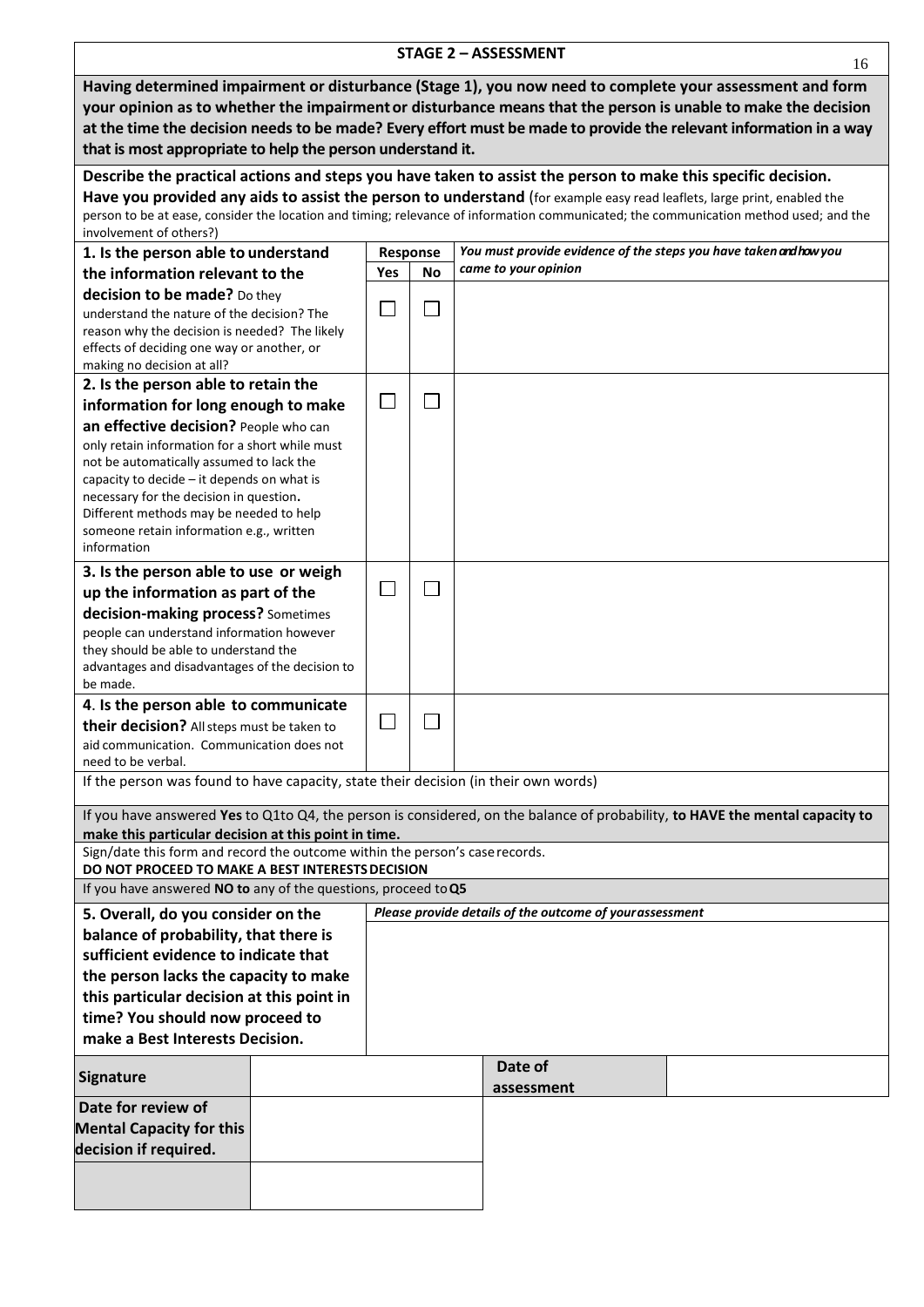## STAGE 2 – ASSESSMENT

**Having determined impairment or disturbance (Stage 1), you now need to complete your assessment and form your opinion as to whether the impairment or disturbance means that the person is unable to make the decision at the time the decision needs to be made? Every effort must be made to provide the relevant information in a way that is most appropriate to help the person understand it.**

**Describe the practical actions and steps you have taken to assist the person to make this specific decision.**
**Have you provided any aids to assist the person to understand** (for example easy read leaflets, large print, enabled the person to be at ease, consider the location and timing; relevance of information communicated; the communication method used; and the involvement of others?)

| | Response | | *You must provide evidence of the steps you have taken and how you came to your opinion* |
|---|---|---|---|
| | **Yes** | **No** | |
| **1. Is the person able to understand the information relevant to the decision to be made?** Do they understand the nature of the decision? The reason why the decision is needed? The likely effects of deciding one way or another, or making no decision at all? | ☐ | ☐ | |
| **2. Is the person able to retain the information for long enough to make an effective decision?** People who can only retain information for a short while must not be automatically assumed to lack the capacity to decide – it depends on what is necessary for the decision in question. Different methods may be needed to help someone retain information e.g., written information | ☐ | ☐ | |
| **3. Is the person able to use or weigh up the information as part of the decision-making process?** Sometimes people can understand information however they should be able to understand the advantages and disadvantages of the decision to be made. | ☐ | ☐ | |
| **4. Is the person able to communicate their decision?** All steps must be taken to aid communication. Communication does not need to be verbal. | ☐ | ☐ | |

If the person was found to have capacity, state their decision (in their own words)

If you have answered **Yes** to Q1to Q4, the person is considered, on the balance of probability, **to HAVE the mental capacity to make this particular decision at this point in time.**

Sign/date this form and record the outcome within the person's case records.
**DO NOT PROCEED TO MAKE A BEST INTERESTS DECISION**

If you have answered **NO to** any of the questions, proceed to **Q5**

| **5. Overall, do you consider on the balance of probability, that there is sufficient evidence to indicate that the person lacks the capacity to make this particular decision at this point in time? You should now proceed to make a Best Interests Decision.** | *Please provide details of the outcome of your assessment* |
|---|---|
| | |

| **Signature** | | **Date of assessment** | |
|---|---|---|---|
| **Date for review of Mental Capacity for this decision if required.** | | | |
| | | | |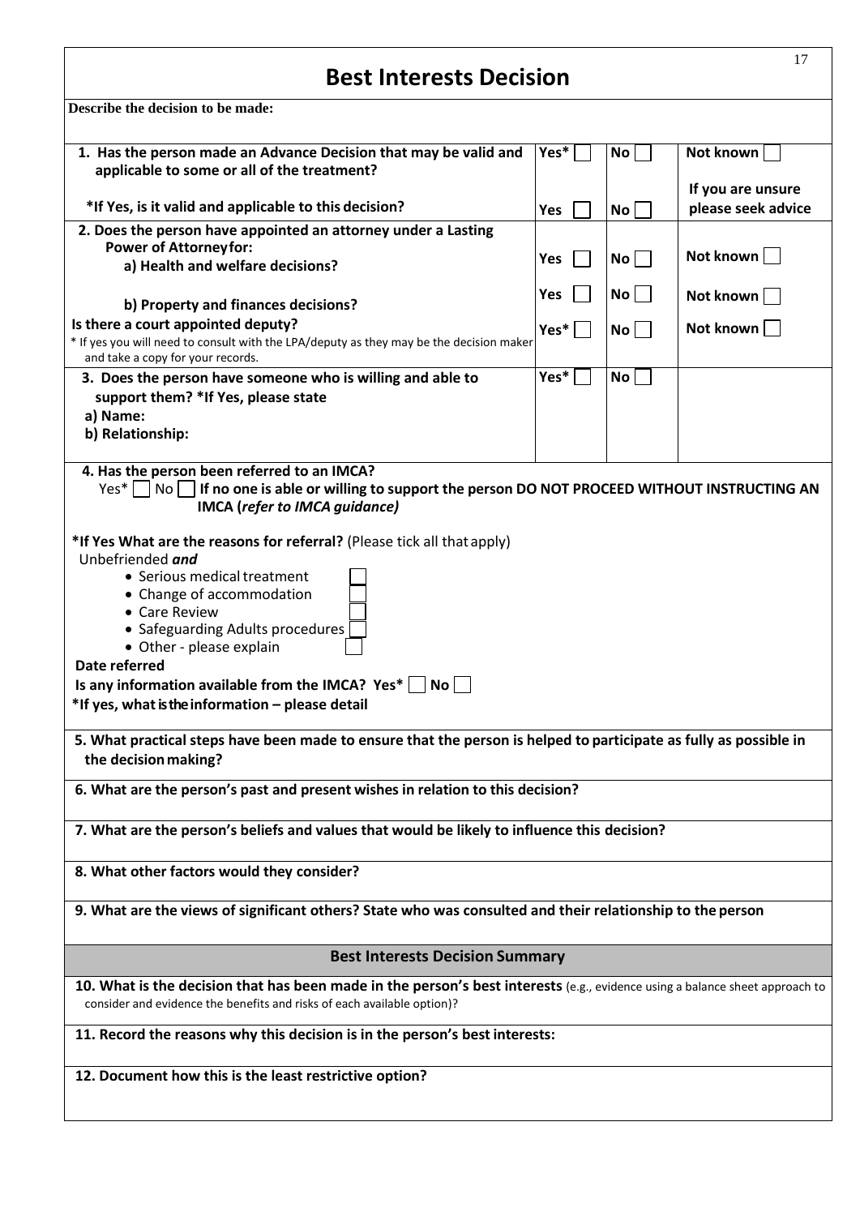# Best Interests Decision

**Describe the decision to be made:**

| | | | |
|---|---|---|---|
| **1. Has the person made an Advance Decision that may be valid and applicable to some or all of the treatment?** | **Yes*** ☐ | **No** ☐ | **Not known** ☐ |
| **\*If Yes, is it valid and applicable to this decision?** | **Yes** ☐ | **No** ☐ | **If you are unsure please seek advice** |
| **2. Does the person have appointed an attorney under a Lasting Power of Attorney for:** | | | |
| **a) Health and welfare decisions?** | **Yes** ☐ | **No** ☐ | **Not known** ☐ |
| **b) Property and finances decisions?** | **Yes** ☐ | **No** ☐ | **Not known** ☐ |
| **Is there a court appointed deputy?** * If yes you will need to consult with the LPA/deputy as they may be the decision maker and take a copy for your records. | **Yes*** ☐ | **No** ☐ | **Not known** ☐ |
| **3. Does the person have someone who is willing and able to support them? \*If Yes, please state** **a) Name:** **b) Relationship:** | **Yes*** ☐ | **No** ☐ | |

**4. Has the person been referred to an IMCA?**

Yes* ☐ No ☐ **If no one is able or willing to support the person DO NOT PROCEED WITHOUT INSTRUCTING AN IMCA (*refer to IMCA guidance*)**

**\*If Yes What are the reasons for referral?** (Please tick all that apply)

Unbefriended ***and***

- Serious medical treatment ☐
- Change of accommodation ☐
- Care Review ☐
- Safeguarding Adults procedures ☐
- Other - please explain ☐

**Date referred**

**Is any information available from the IMCA? Yes*** ☐ **No** ☐

**\*If yes, what is the information – please detail**

**5. What practical steps have been made to ensure that the person is helped to participate as fully as possible in the decision making?**

**6. What are the person's past and present wishes in relation to this decision?**

**7. What are the person's beliefs and values that would be likely to influence this decision?**

**8. What other factors would they consider?**

**9. What are the views of significant others? State who was consulted and their relationship to the person**

## Best Interests Decision Summary

**10. What is the decision that has been made in the person's best interests** (e.g., evidence using a balance sheet approach to consider and evidence the benefits and risks of each available option)?

**11. Record the reasons why this decision is in the person's best interests:**

**12. Document how this is the least restrictive option?**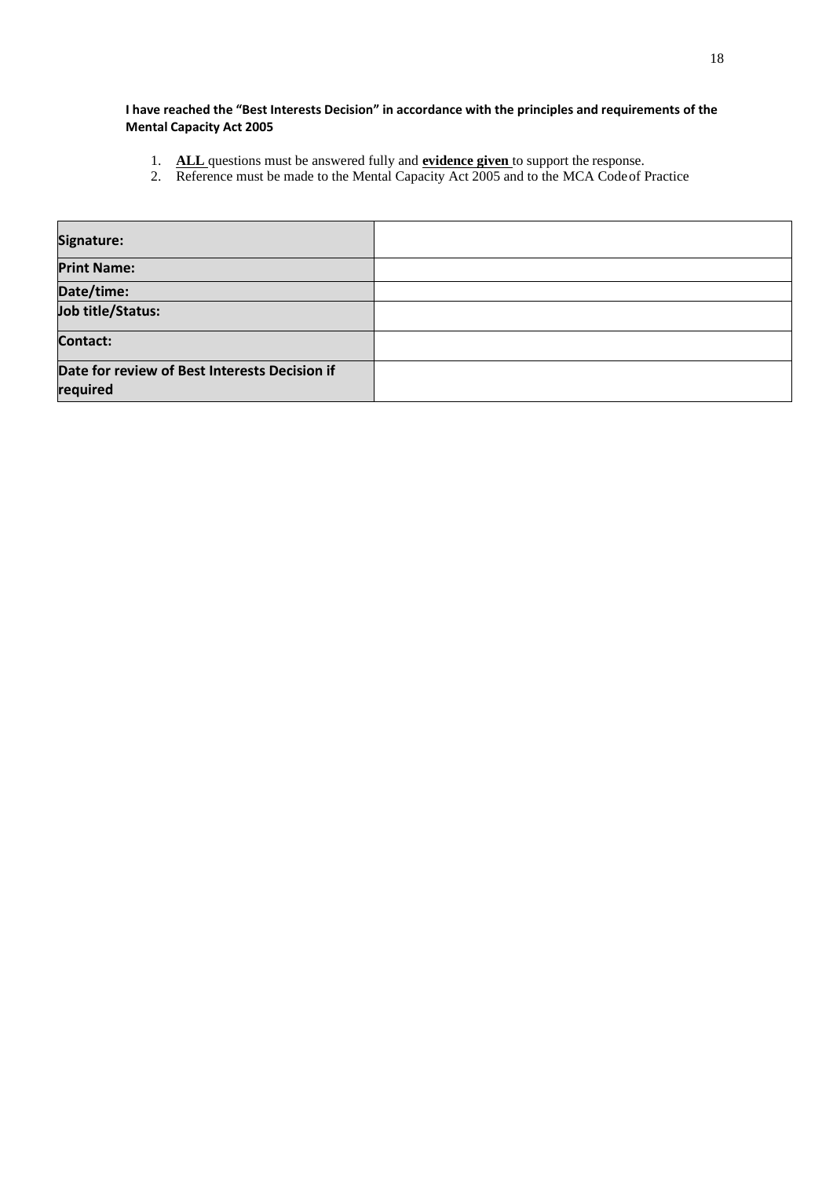**I have reached the "Best Interests Decision" in accordance with the principles and requirements of the Mental Capacity Act 2005**

1. **ALL** questions must be answered fully and **evidence given** to support the response.
2. Reference must be made to the Mental Capacity Act 2005 and to the MCA Code of Practice

| | |
|---|---|
| **Signature:** | |
| **Print Name:** | |
| **Date/time:** | |
| **Job title/Status:** | |
| **Contact:** | |
| **Date for review of Best Interests Decision if required** | |